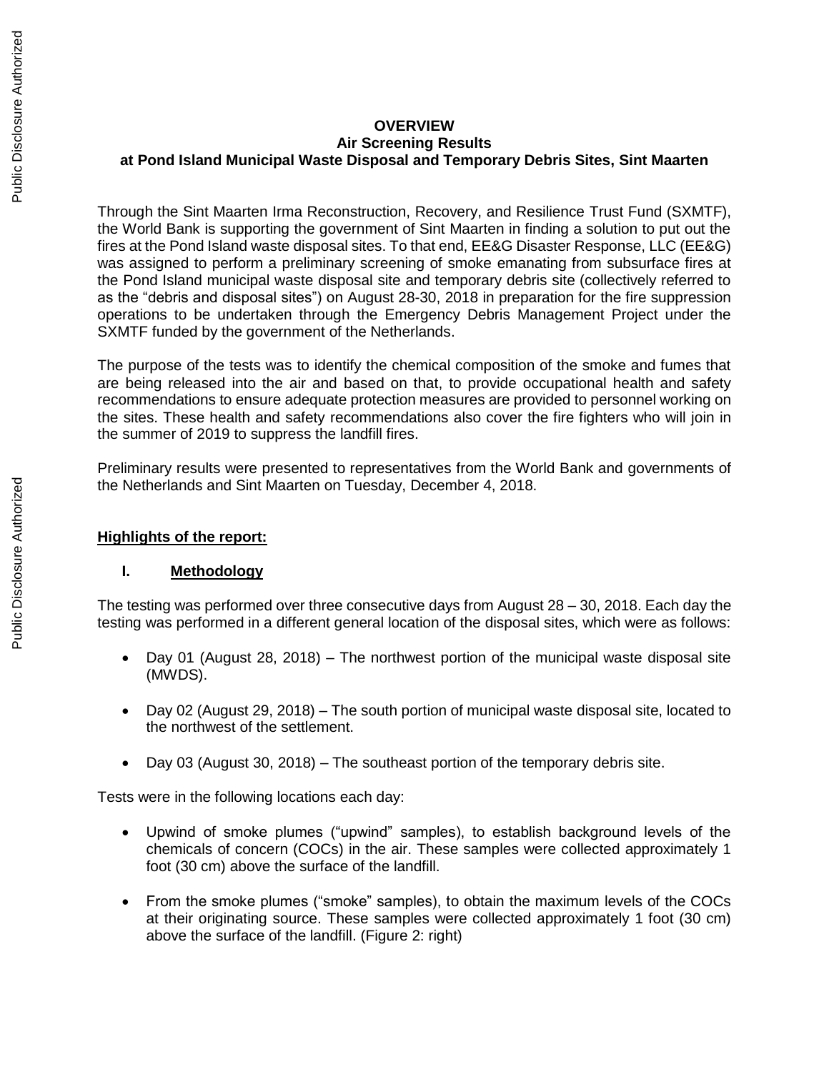**OVERVIEW**
**Air Screening Results**
**at Pond Island Municipal Waste Disposal and Temporary Debris Sites, Sint Maarten**

Through the Sint Maarten Irma Reconstruction, Recovery, and Resilience Trust Fund (SXMTF), the World Bank is supporting the government of Sint Maarten in finding a solution to put out the fires at the Pond Island waste disposal sites. To that end, EE&G Disaster Response, LLC (EE&G) was assigned to perform a preliminary screening of smoke emanating from subsurface fires at the Pond Island municipal waste disposal site and temporary debris site (collectively referred to as the "debris and disposal sites") on August 28-30, 2018 in preparation for the fire suppression operations to be undertaken through the Emergency Debris Management Project under the SXMTF funded by the government of the Netherlands.

The purpose of the tests was to identify the chemical composition of the smoke and fumes that are being released into the air and based on that, to provide occupational health and safety recommendations to ensure adequate protection measures are provided to personnel working on the sites. These health and safety recommendations also cover the fire fighters who will join in the summer of 2019 to suppress the landfill fires.

Preliminary results were presented to representatives from the World Bank and governments of the Netherlands and Sint Maarten on Tuesday, December 4, 2018.

**Highlights of the report:**

## I. Methodology

The testing was performed over three consecutive days from August 28 – 30, 2018. Each day the testing was performed in a different general location of the disposal sites, which were as follows:

- Day 01 (August 28, 2018) – The northwest portion of the municipal waste disposal site (MWDS).
- Day 02 (August 29, 2018) – The south portion of municipal waste disposal site, located to the northwest of the settlement.
- Day 03 (August 30, 2018) – The southeast portion of the temporary debris site.

Tests were in the following locations each day:

- Upwind of smoke plumes ("upwind" samples), to establish background levels of the chemicals of concern (COCs) in the air. These samples were collected approximately 1 foot (30 cm) above the surface of the landfill.
- From the smoke plumes ("smoke" samples), to obtain the maximum levels of the COCs at their originating source. These samples were collected approximately 1 foot (30 cm) above the surface of the landfill. (Figure 2: right)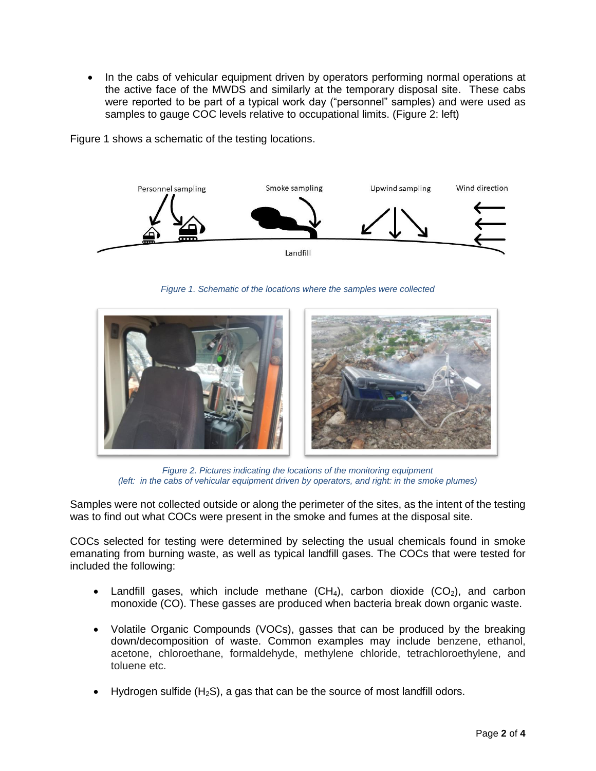- In the cabs of vehicular equipment driven by operators performing normal operations at the active face of the MWDS and similarly at the temporary disposal site. These cabs were reported to be part of a typical work day ("personnel" samples) and were used as samples to gauge COC levels relative to occupational limits. (Figure 2: left)

Figure 1 shows a schematic of the testing locations.

*Figure 1. Schematic of the locations where the samples were collected*

*Figure 2. Pictures indicating the locations of the monitoring equipment (left: in the cabs of vehicular equipment driven by operators, and right: in the smoke plumes)*

Samples were not collected outside or along the perimeter of the sites, as the intent of the testing was to find out what COCs were present in the smoke and fumes at the disposal site.

COCs selected for testing were determined by selecting the usual chemicals found in smoke emanating from burning waste, as well as typical landfill gases. The COCs that were tested for included the following:

- Landfill gases, which include methane ($CH_4$), carbon dioxide ($CO_2$), and carbon monoxide (CO). These gasses are produced when bacteria break down organic waste.
- Volatile Organic Compounds (VOCs), gasses that can be produced by the breaking down/decomposition of waste. Common examples may include benzene, ethanol, acetone, chloroethane, formaldehyde, methylene chloride, tetrachloroethylene, and toluene etc.
- Hydrogen sulfide ($H_2S$), a gas that can be the source of most landfill odors.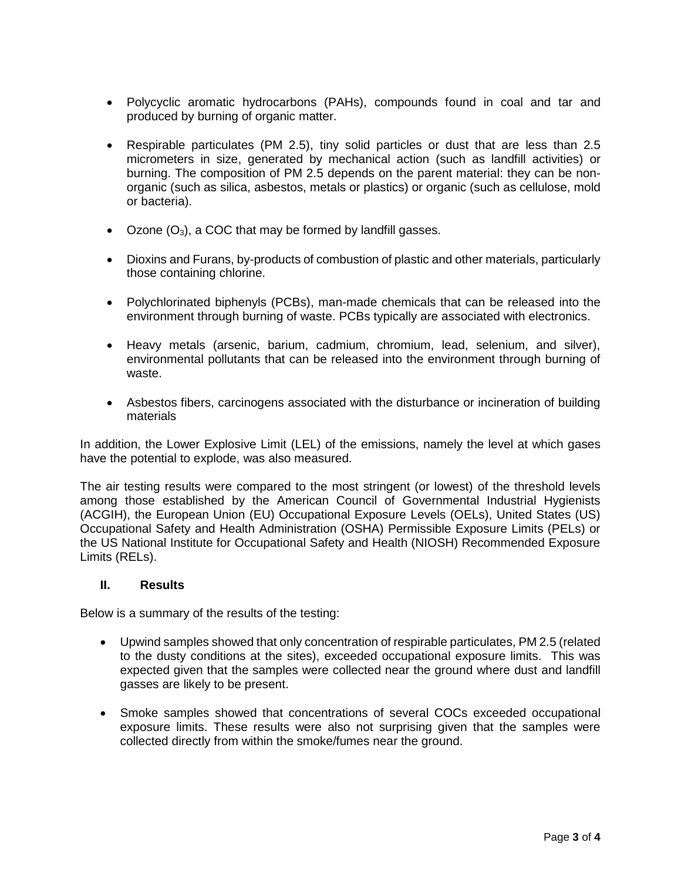- Polycyclic aromatic hydrocarbons (PAHs), compounds found in coal and tar and produced by burning of organic matter.

- Respirable particulates (PM 2.5), tiny solid particles or dust that are less than 2.5 micrometers in size, generated by mechanical action (such as landfill activities) or burning. The composition of PM 2.5 depends on the parent material: they can be non-organic (such as silica, asbestos, metals or plastics) or organic (such as cellulose, mold or bacteria).

- Ozone ($O_3$), a COC that may be formed by landfill gasses.

- Dioxins and Furans, by-products of combustion of plastic and other materials, particularly those containing chlorine.

- Polychlorinated biphenyls (PCBs), man-made chemicals that can be released into the environment through burning of waste. PCBs typically are associated with electronics.

- Heavy metals (arsenic, barium, cadmium, chromium, lead, selenium, and silver), environmental pollutants that can be released into the environment through burning of waste.

- Asbestos fibers, carcinogens associated with the disturbance or incineration of building materials

In addition, the Lower Explosive Limit (LEL) of the emissions, namely the level at which gases have the potential to explode, was also measured.

The air testing results were compared to the most stringent (or lowest) of the threshold levels among those established by the American Council of Governmental Industrial Hygienists (ACGIH), the European Union (EU) Occupational Exposure Levels (OELs), United States (US) Occupational Safety and Health Administration (OSHA) Permissible Exposure Limits (PELs) or the US National Institute for Occupational Safety and Health (NIOSH) Recommended Exposure Limits (RELs).

## II. Results

Below is a summary of the results of the testing:

- Upwind samples showed that only concentration of respirable particulates, PM 2.5 (related to the dusty conditions at the sites), exceeded occupational exposure limits. This was expected given that the samples were collected near the ground where dust and landfill gasses are likely to be present.

- Smoke samples showed that concentrations of several COCs exceeded occupational exposure limits. These results were also not surprising given that the samples were collected directly from within the smoke/fumes near the ground.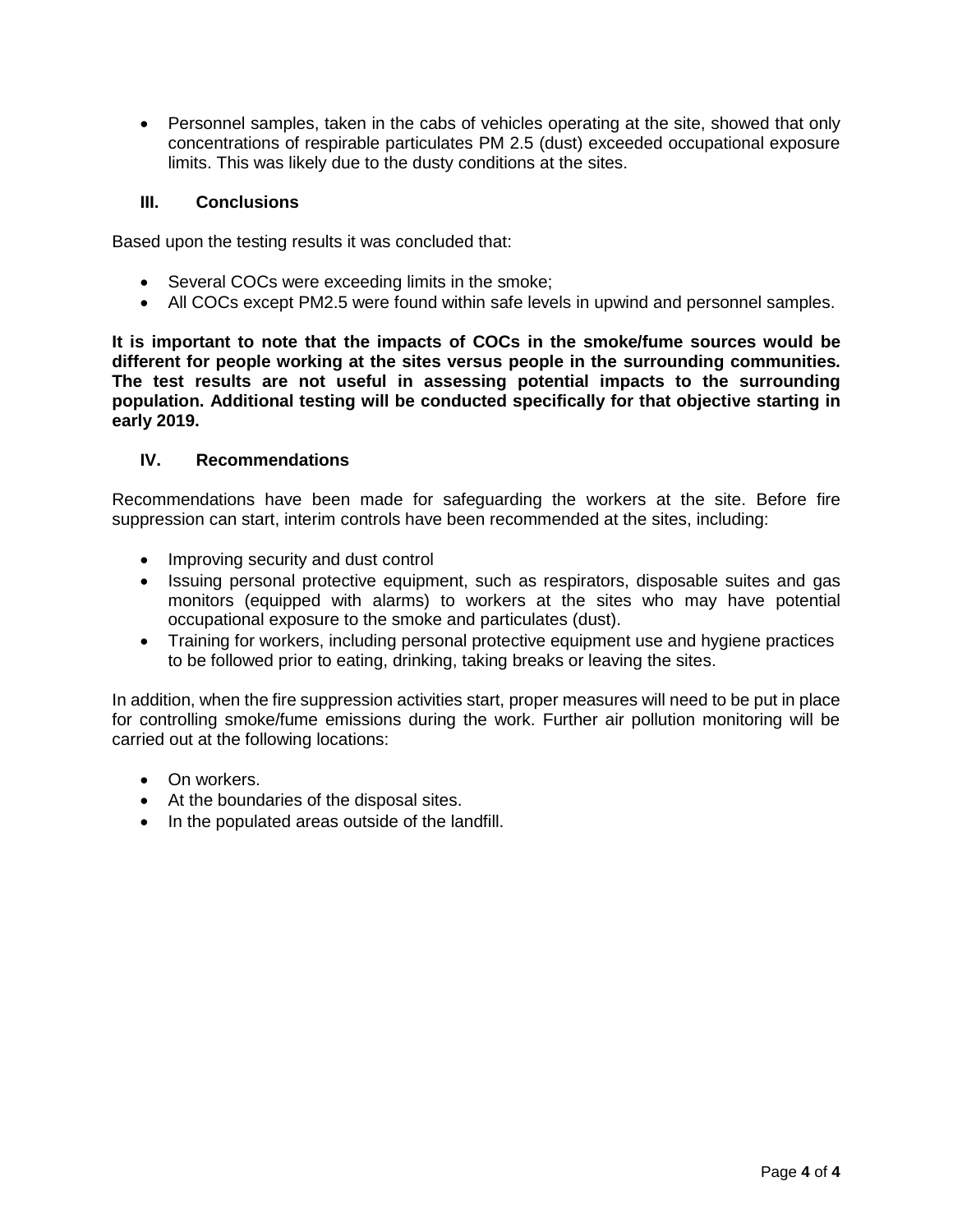- Personnel samples, taken in the cabs of vehicles operating at the site, showed that only concentrations of respirable particulates PM 2.5 (dust) exceeded occupational exposure limits. This was likely due to the dusty conditions at the sites.

## III. Conclusions

Based upon the testing results it was concluded that:

- Several COCs were exceeding limits in the smoke;
- All COCs except PM2.5 were found within safe levels in upwind and personnel samples.

**It is important to note that the impacts of COCs in the smoke/fume sources would be different for people working at the sites versus people in the surrounding communities. The test results are not useful in assessing potential impacts to the surrounding population. Additional testing will be conducted specifically for that objective starting in early 2019.**

## IV. Recommendations

Recommendations have been made for safeguarding the workers at the site. Before fire suppression can start, interim controls have been recommended at the sites, including:

- Improving security and dust control
- Issuing personal protective equipment, such as respirators, disposable suites and gas monitors (equipped with alarms) to workers at the sites who may have potential occupational exposure to the smoke and particulates (dust).
- Training for workers, including personal protective equipment use and hygiene practices to be followed prior to eating, drinking, taking breaks or leaving the sites.

In addition, when the fire suppression activities start, proper measures will need to be put in place for controlling smoke/fume emissions during the work. Further air pollution monitoring will be carried out at the following locations:

- On workers.
- At the boundaries of the disposal sites.
- In the populated areas outside of the landfill.